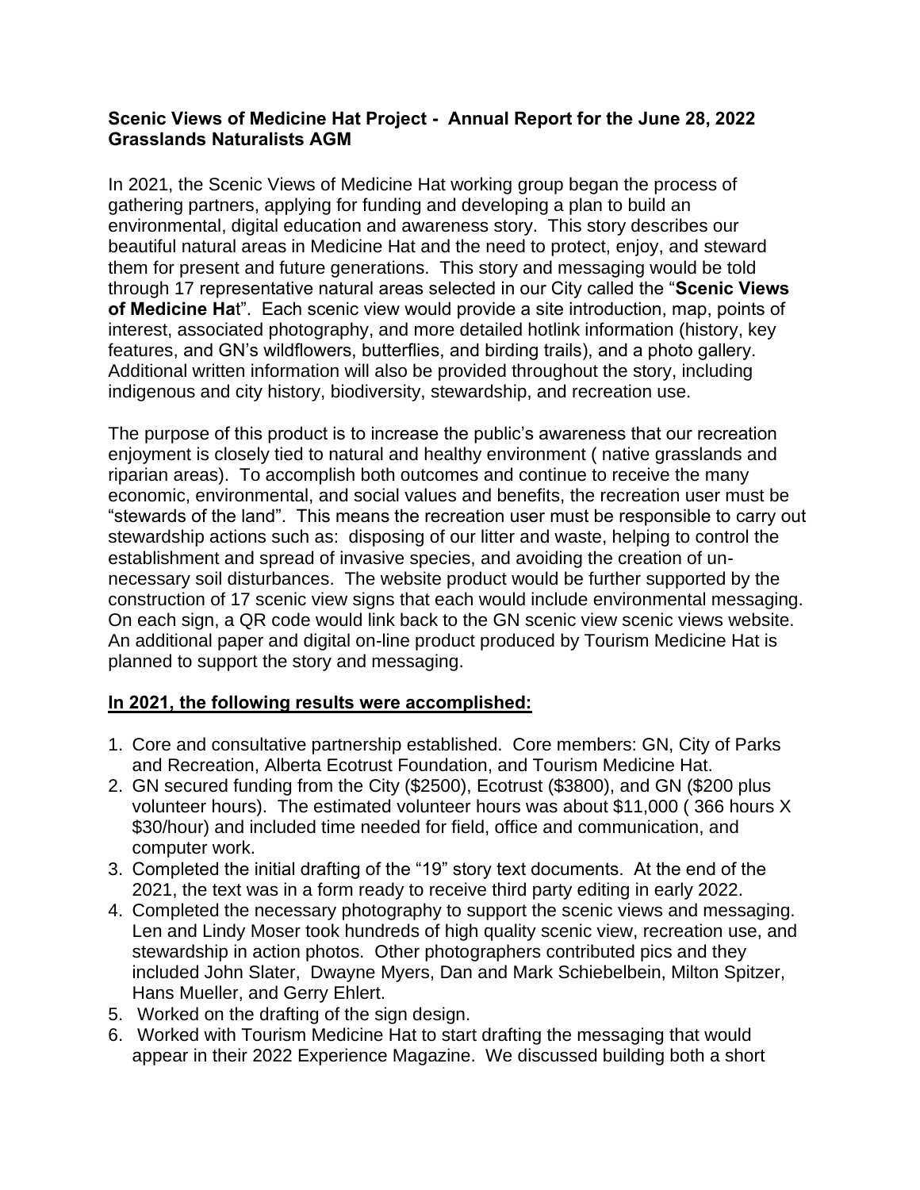**Scenic Views of Medicine Hat Project - Annual Report for the June 28, 2022 Grasslands Naturalists AGM**

In 2021, the Scenic Views of Medicine Hat working group began the process of gathering partners, applying for funding and developing a plan to build an environmental, digital education and awareness story. This story describes our beautiful natural areas in Medicine Hat and the need to protect, enjoy, and steward them for present and future generations. This story and messaging would be told through 17 representative natural areas selected in our City called the "**Scenic Views of Medicine Hat**". Each scenic view would provide a site introduction, map, points of interest, associated photography, and more detailed hotlink information (history, key features, and GN's wildflowers, butterflies, and birding trails), and a photo gallery. Additional written information will also be provided throughout the story, including indigenous and city history, biodiversity, stewardship, and recreation use.

The purpose of this product is to increase the public's awareness that our recreation enjoyment is closely tied to natural and healthy environment ( native grasslands and riparian areas). To accomplish both outcomes and continue to receive the many economic, environmental, and social values and benefits, the recreation user must be "stewards of the land". This means the recreation user must be responsible to carry out stewardship actions such as: disposing of our litter and waste, helping to control the establishment and spread of invasive species, and avoiding the creation of un-necessary soil disturbances. The website product would be further supported by the construction of 17 scenic view signs that each would include environmental messaging. On each sign, a QR code would link back to the GN scenic view scenic views website. An additional paper and digital on-line product produced by Tourism Medicine Hat is planned to support the story and messaging.

**<u>In 2021, the following results were accomplished:</u>**

1. Core and consultative partnership established. Core members: GN, City of Parks and Recreation, Alberta Ecotrust Foundation, and Tourism Medicine Hat.
2. GN secured funding from the City ($2500), Ecotrust ($3800), and GN ($200 plus volunteer hours). The estimated volunteer hours was about $11,000 ( 366 hours X $30/hour) and included time needed for field, office and communication, and computer work.
3. Completed the initial drafting of the "19" story text documents. At the end of the 2021, the text was in a form ready to receive third party editing in early 2022.
4. Completed the necessary photography to support the scenic views and messaging. Len and Lindy Moser took hundreds of high quality scenic view, recreation use, and stewardship in action photos. Other photographers contributed pics and they included John Slater, Dwayne Myers, Dan and Mark Schiebelbein, Milton Spitzer, Hans Mueller, and Gerry Ehlert.
5. Worked on the drafting of the sign design.
6. Worked with Tourism Medicine Hat to start drafting the messaging that would appear in their 2022 Experience Magazine. We discussed building both a short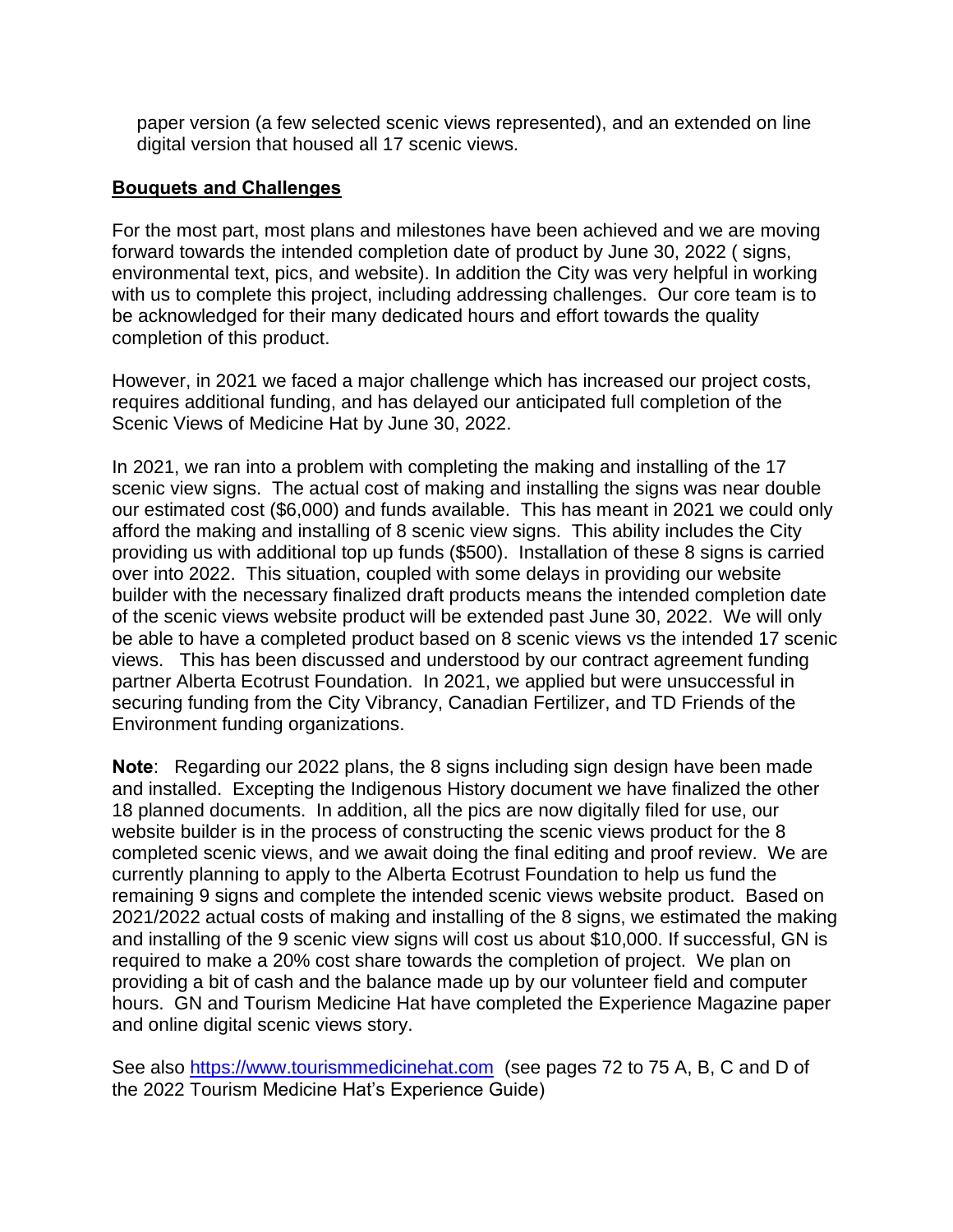paper version (a few selected scenic views represented), and an extended on line digital version that housed all 17 scenic views.

## Bouquets and Challenges

For the most part, most plans and milestones have been achieved and we are moving forward towards the intended completion date of product by June 30, 2022 ( signs, environmental text, pics, and website). In addition the City was very helpful in working with us to complete this project, including addressing challenges. Our core team is to be acknowledged for their many dedicated hours and effort towards the quality completion of this product.

However, in 2021 we faced a major challenge which has increased our project costs, requires additional funding, and has delayed our anticipated full completion of the Scenic Views of Medicine Hat by June 30, 2022.

In 2021, we ran into a problem with completing the making and installing of the 17 scenic view signs. The actual cost of making and installing the signs was near double our estimated cost ($6,000) and funds available. This has meant in 2021 we could only afford the making and installing of 8 scenic view signs. This ability includes the City providing us with additional top up funds ($500). Installation of these 8 signs is carried over into 2022. This situation, coupled with some delays in providing our website builder with the necessary finalized draft products means the intended completion date of the scenic views website product will be extended past June 30, 2022. We will only be able to have a completed product based on 8 scenic views vs the intended 17 scenic views. This has been discussed and understood by our contract agreement funding partner Alberta Ecotrust Foundation. In 2021, we applied but were unsuccessful in securing funding from the City Vibrancy, Canadian Fertilizer, and TD Friends of the Environment funding organizations.

**Note**: Regarding our 2022 plans, the 8 signs including sign design have been made and installed. Excepting the Indigenous History document we have finalized the other 18 planned documents. In addition, all the pics are now digitally filed for use, our website builder is in the process of constructing the scenic views product for the 8 completed scenic views, and we await doing the final editing and proof review. We are currently planning to apply to the Alberta Ecotrust Foundation to help us fund the remaining 9 signs and complete the intended scenic views website product. Based on 2021/2022 actual costs of making and installing of the 8 signs, we estimated the making and installing of the 9 scenic view signs will cost us about $10,000. If successful, GN is required to make a 20% cost share towards the completion of project. We plan on providing a bit of cash and the balance made up by our volunteer field and computer hours. GN and Tourism Medicine Hat have completed the Experience Magazine paper and online digital scenic views story.

See also [https://www.tourismmedicinehat.com](https://www.tourismmedicinehat.com) (see pages 72 to 75 A, B, C and D of the 2022 Tourism Medicine Hat's Experience Guide)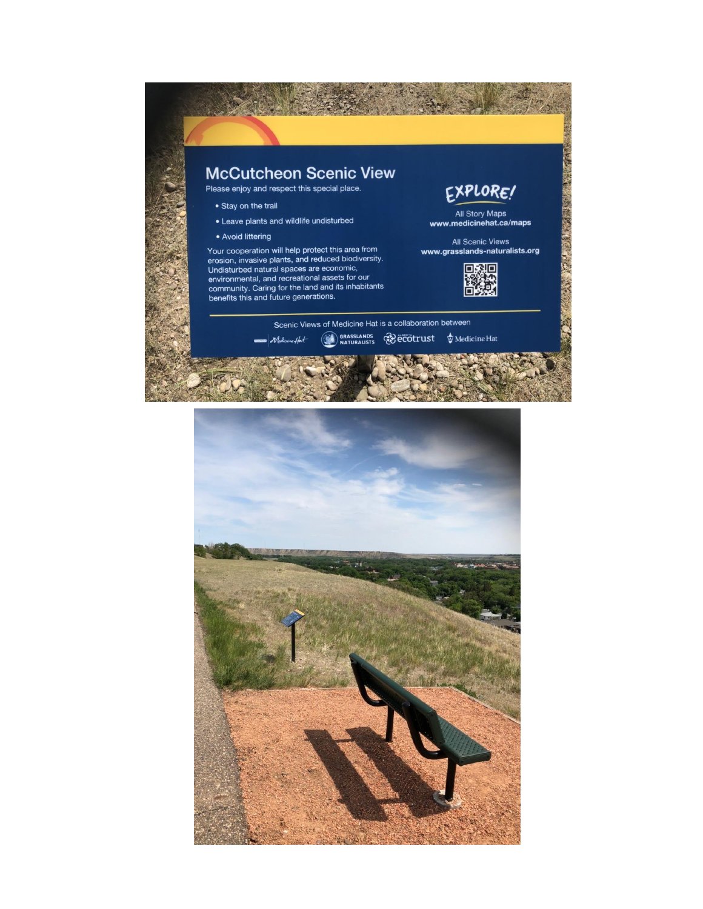# McCutcheon Scenic View

Please enjoy and respect this special place.

- Stay on the trail
- Leave plants and wildlife undisturbed
- Avoid littering

Your cooperation will help protect this area from erosion, invasive plants, and reduced biodiversity. Undisturbed natural spaces are economic, environmental, and recreational assets for our community. Caring for the land and its inhabitants benefits this and future generations.

**EXPLORE!**

All Story Maps
**www.medicinehat.ca/maps**

All Scenic Views
**www.grasslands-naturalists.org**

Scenic Views of Medicine Hat is a collaboration between

Medicine Hat · Grasslands Naturalists · Alberta ecotrust · Medicine Hat